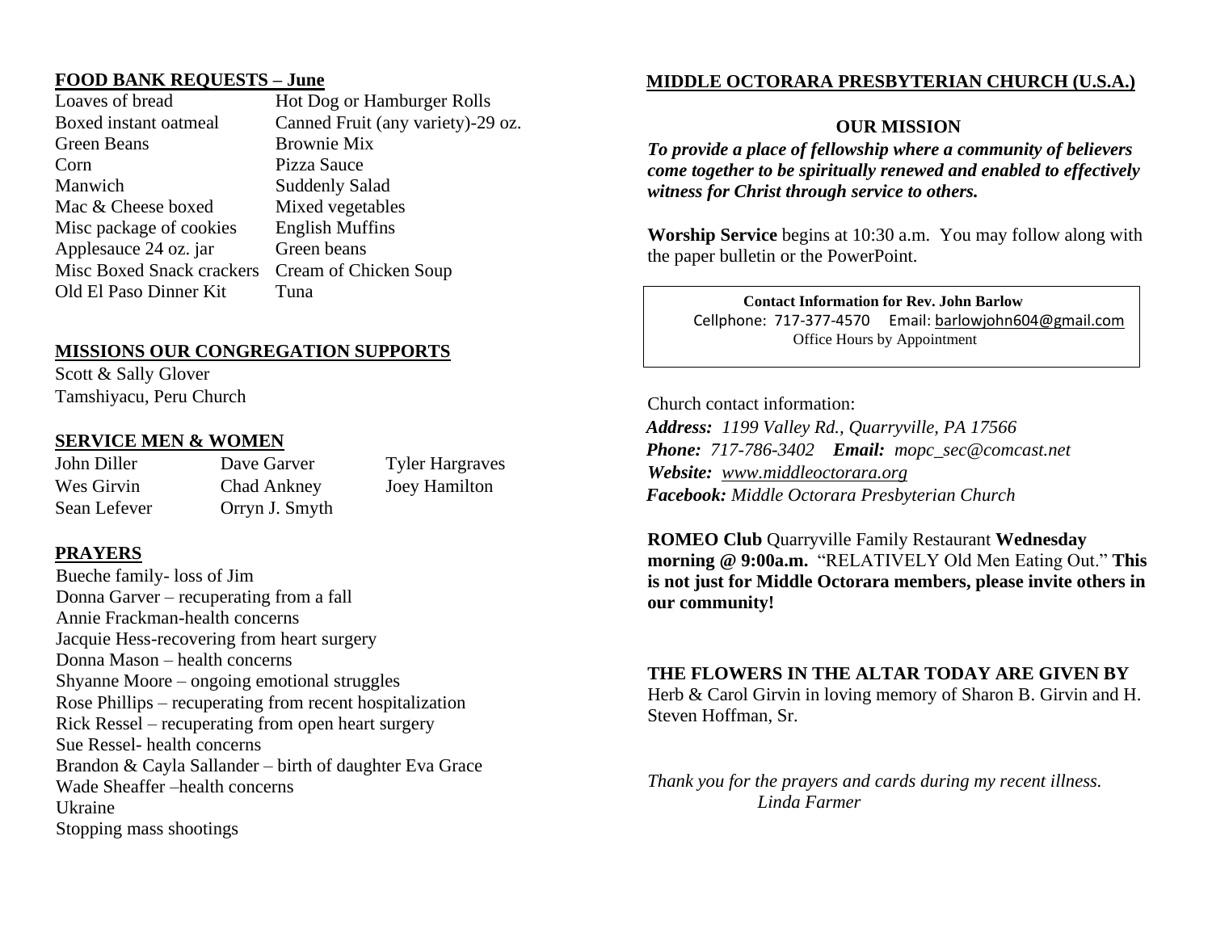## FOOD BANK REQUESTS – June

| | |
|---|---|
| Loaves of bread | Hot Dog or Hamburger Rolls |
| Boxed instant oatmeal | Canned Fruit (any variety)-29 oz. |
| Green Beans | Brownie Mix |
| Corn | Pizza Sauce |
| Manwich | Suddenly Salad |
| Mac & Cheese boxed | Mixed vegetables |
| Misc package of cookies | English Muffins |
| Applesauce 24 oz. jar | Green beans |
| Misc Boxed Snack crackers | Cream of Chicken Soup |
| Old El Paso Dinner Kit | Tuna |

## MISSIONS OUR CONGREGATION SUPPORTS

Scott & Sally Glover
Tamshiyacu, Peru Church

## SERVICE MEN & WOMEN

| | | |
|---|---|---|
| John Diller | Dave Garver | Tyler Hargraves |
| Wes Girvin | Chad Ankney | Joey Hamilton |
| Sean Lefever | Orryn J. Smyth | |

## PRAYERS

Bueche family- loss of Jim
Donna Garver – recuperating from a fall
Annie Frackman-health concerns
Jacquie Hess-recovering from heart surgery
Donna Mason – health concerns
Shyanne Moore – ongoing emotional struggles
Rose Phillips – recuperating from recent hospitalization
Rick Ressel – recuperating from open heart surgery
Sue Ressel- health concerns
Brandon & Cayla Sallander – birth of daughter Eva Grace
Wade Sheaffer –health concerns
Ukraine
Stopping mass shootings

## MIDDLE OCTORARA PRESBYTERIAN CHURCH (U.S.A.)

### OUR MISSION

***To provide a place of fellowship where a community of believers come together to be spiritually renewed and enabled to effectively witness for Christ through service to others.***

**Worship Service** begins at 10:30 a.m. You may follow along with the paper bulletin or the PowerPoint.

**Contact Information for Rev. John Barlow**
Cellphone: 717-377-4570 Email: barlowjohn604@gmail.com
Office Hours by Appointment

Church contact information:
***Address:*** *1199 Valley Rd., Quarryville, PA 17566*
***Phone:*** *717-786-3402* ***Email:*** *mopc_sec@comcast.net*
***Website:*** *www.middleoctorara.org*
***Facebook:*** *Middle Octorara Presbyterian Church*

**ROMEO Club** Quarryville Family Restaurant **Wednesday morning @ 9:00a.m.** "RELATIVELY Old Men Eating Out." **This is not just for Middle Octorara members, please invite others in our community!**

**THE FLOWERS IN THE ALTAR TODAY ARE GIVEN BY**
Herb & Carol Girvin in loving memory of Sharon B. Girvin and H. Steven Hoffman, Sr.

*Thank you for the prayers and cards during my recent illness.*
*Linda Farmer*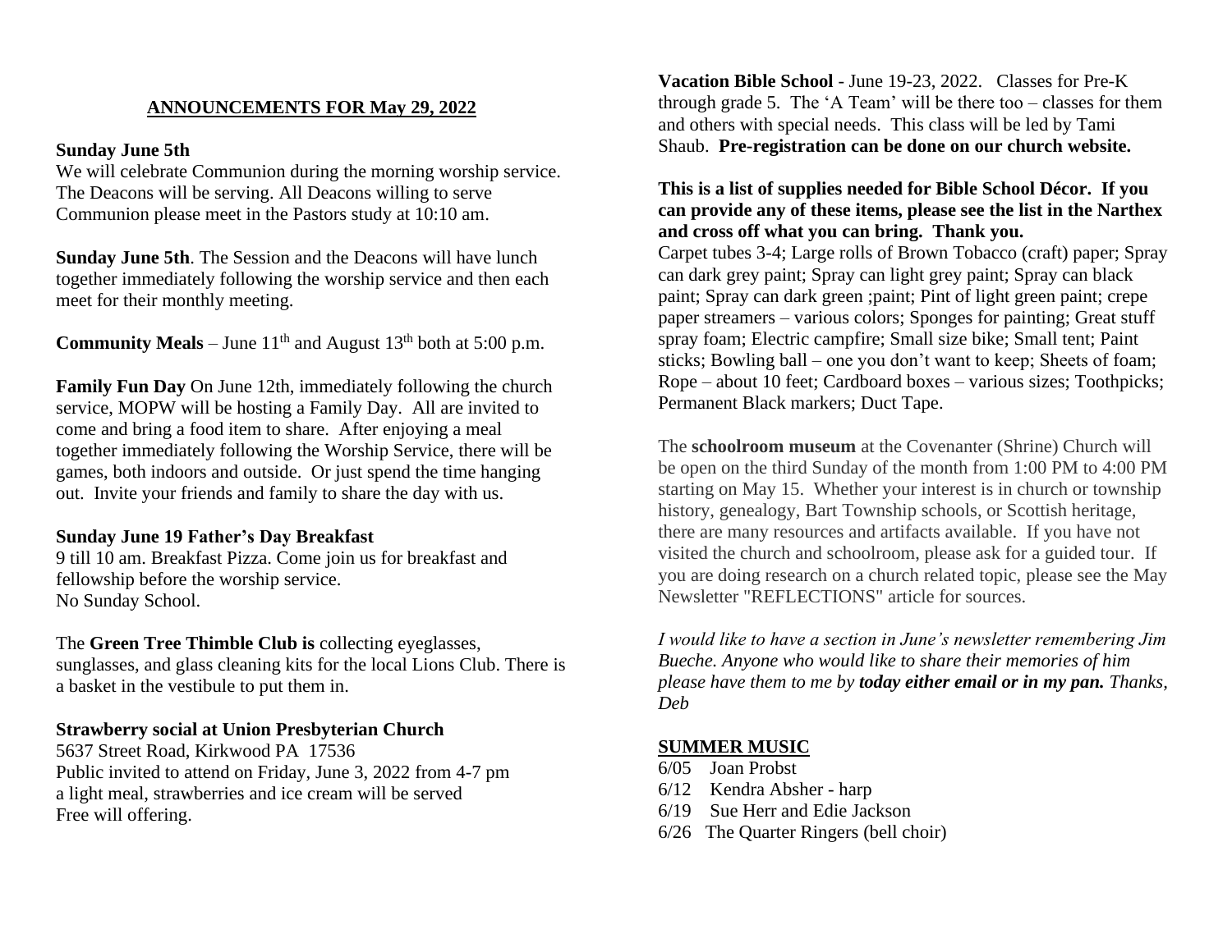## ANNOUNCEMENTS FOR May 29, 2022

**Sunday June 5th**

We will celebrate Communion during the morning worship service. The Deacons will be serving. All Deacons willing to serve Communion please meet in the Pastors study at 10:10 am.

**Sunday June 5th**. The Session and the Deacons will have lunch together immediately following the worship service and then each meet for their monthly meeting.

**Community Meals** – June 11th and August 13th both at 5:00 p.m.

**Family Fun Day** On June 12th, immediately following the church service, MOPW will be hosting a Family Day. All are invited to come and bring a food item to share. After enjoying a meal together immediately following the Worship Service, there will be games, both indoors and outside. Or just spend the time hanging out. Invite your friends and family to share the day with us.

**Sunday June 19 Father's Day Breakfast**

9 till 10 am. Breakfast Pizza. Come join us for breakfast and fellowship before the worship service.
No Sunday School.

The **Green Tree Thimble Club is** collecting eyeglasses, sunglasses, and glass cleaning kits for the local Lions Club. There is a basket in the vestibule to put them in.

**Strawberry social at Union Presbyterian Church**

5637 Street Road, Kirkwood PA 17536
Public invited to attend on Friday, June 3, 2022 from 4-7 pm
a light meal, strawberries and ice cream will be served
Free will offering.

**Vacation Bible School** - June 19-23, 2022. Classes for Pre-K through grade 5. The 'A Team' will be there too – classes for them and others with special needs. This class will be led by Tami Shaub. **Pre-registration can be done on our church website.**

**This is a list of supplies needed for Bible School Décor. If you can provide any of these items, please see the list in the Narthex and cross off what you can bring. Thank you.**

Carpet tubes 3-4; Large rolls of Brown Tobacco (craft) paper; Spray can dark grey paint; Spray can light grey paint; Spray can black paint; Spray can dark green ;paint; Pint of light green paint; crepe paper streamers – various colors; Sponges for painting; Great stuff spray foam; Electric campfire; Small size bike; Small tent; Paint sticks; Bowling ball – one you don't want to keep; Sheets of foam; Rope – about 10 feet; Cardboard boxes – various sizes; Toothpicks; Permanent Black markers; Duct Tape.

The **schoolroom museum** at the Covenanter (Shrine) Church will be open on the third Sunday of the month from 1:00 PM to 4:00 PM starting on May 15. Whether your interest is in church or township history, genealogy, Bart Township schools, or Scottish heritage, there are many resources and artifacts available. If you have not visited the church and schoolroom, please ask for a guided tour. If you are doing research on a church related topic, please see the May Newsletter "REFLECTIONS" article for sources.

*I would like to have a section in June's newsletter remembering Jim Bueche. Anyone who would like to share their memories of him please have them to me by* ***today either email or in my pan.*** *Thanks, Deb*

**SUMMER MUSIC**

6/05 Joan Probst
6/12 Kendra Absher - harp
6/19 Sue Herr and Edie Jackson
6/26 The Quarter Ringers (bell choir)